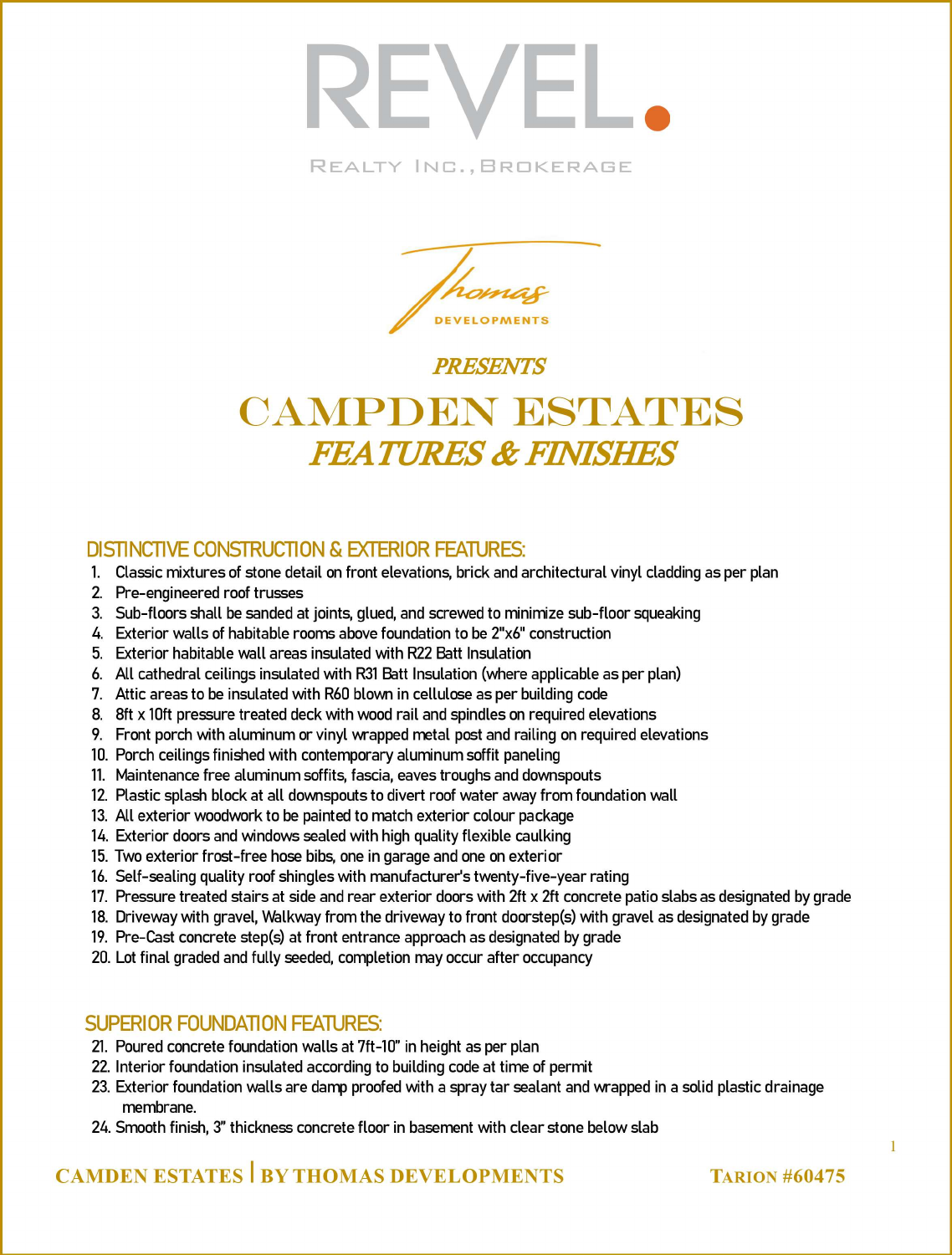# REVEL.

REALTY INC., BROKERAGE

Thomas DEVELOPMENTS

*PRESENTS*

# CAMPDEN ESTATES

## *FEATURES & FINISHES*

### DISTINCTIVE CONSTRUCTION & EXTERIOR FEATURES:

1. Classic mixtures of stone detail on front elevations, brick and architectural vinyl cladding as per plan
2. Pre-engineered roof trusses
3. Sub-floors shall be sanded at joints, glued, and screwed to minimize sub-floor squeaking
4. Exterior walls of habitable rooms above foundation to be 2"x6" construction
5. Exterior habitable wall areas insulated with R22 Batt Insulation
6. All cathedral ceilings insulated with R31 Batt Insulation (where applicable as per plan)
7. Attic areas to be insulated with R60 blown in cellulose as per building code
8. 8ft x 10ft pressure treated deck with wood rail and spindles on required elevations
9. Front porch with aluminum or vinyl wrapped metal post and railing on required elevations
10. Porch ceilings finished with contemporary aluminum soffit paneling
11. Maintenance free aluminum soffits, fascia, eaves troughs and downspouts
12. Plastic splash block at all downspouts to divert roof water away from foundation wall
13. All exterior woodwork to be painted to match exterior colour package
14. Exterior doors and windows sealed with high quality flexible caulking
15. Two exterior frost-free hose bibs, one in garage and one on exterior
16. Self-sealing quality roof shingles with manufacturer's twenty-five-year rating
17. Pressure treated stairs at side and rear exterior doors with 2ft x 2ft concrete patio slabs as designated by grade
18. Driveway with gravel, Walkway from the driveway to front doorstep(s) with gravel as designated by grade
19. Pre-Cast concrete step(s) at front entrance approach as designated by grade
20. Lot final graded and fully seeded, completion may occur after occupancy

### SUPERIOR FOUNDATION FEATURES:

21. Poured concrete foundation walls at 7ft-10" in height as per plan
22. Interior foundation insulated according to building code at time of permit
23. Exterior foundation walls are damp proofed with a spray tar sealant and wrapped in a solid plastic drainage membrane.
24. Smooth finish, 3" thickness concrete floor in basement with clear stone below slab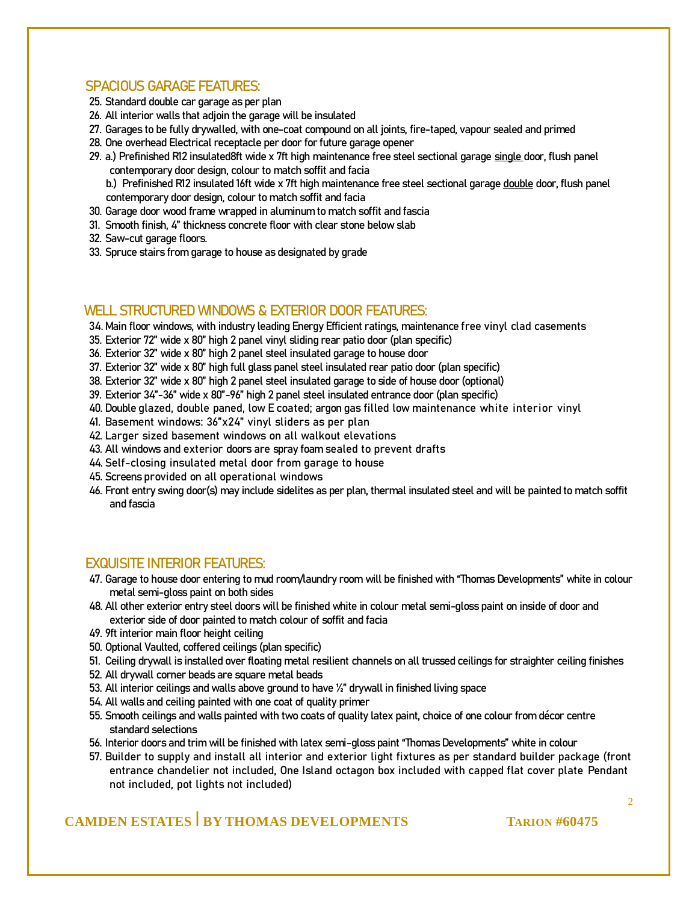## SPACIOUS GARAGE FEATURES:

25. Standard double car garage as per plan
26. All interior walls that adjoin the garage will be insulated
27. Garages to be fully drywalled, with one-coat compound on all joints, fire-taped, vapour sealed and primed
28. One overhead Electrical receptacle per door for future garage opener
29. a.) Prefinished R12 insulated8ft wide x 7ft high maintenance free steel sectional garage <u>single</u> door, flush panel contemporary door design, colour to match soffit and facia
    b.) Prefinished R12 insulated 16ft wide x 7ft high maintenance free steel sectional garage <u>double</u> door, flush panel contemporary door design, colour to match soffit and facia
30. Garage door wood frame wrapped in aluminum to match soffit and fascia
31. Smooth finish, 4" thickness concrete floor with clear stone below slab
32. Saw-cut garage floors.
33. Spruce stairs from garage to house as designated by grade

## WELL STRUCTURED WINDOWS & EXTERIOR DOOR FEATURES:

34. Main floor windows, with industry leading Energy Efficient ratings, maintenance free vinyl clad casements
35. Exterior 72" wide x 80" high 2 panel vinyl sliding rear patio door (plan specific)
36. Exterior 32" wide x 80" high 2 panel steel insulated garage to house door
37. Exterior 32" wide x 80" high full glass panel steel insulated rear patio door (plan specific)
38. Exterior 32" wide x 80" high 2 panel steel insulated garage to side of house door (optional)
39. Exterior 34"-36" wide x 80"-96" high 2 panel steel insulated entrance door (plan specific)
40. Double glazed, double paned, low E coated; argon gas filled low maintenance white interior vinyl
41. Basement windows: 36"x24" vinyl sliders as per plan
42. Larger sized basement windows on all walkout elevations
43. All windows and exterior doors are spray foam sealed to prevent drafts
44. Self-closing insulated metal door from garage to house
45. Screens provided on all operational windows
46. Front entry swing door(s) may include sidelites as per plan, thermal insulated steel and will be painted to match soffit and fascia

## EXQUISITE INTERIOR FEATURES:

47. Garage to house door entering to mud room/laundry room will be finished with "Thomas Developments" white in colour metal semi-gloss paint on both sides
48. All other exterior entry steel doors will be finished white in colour metal semi-gloss paint on inside of door and exterior side of door painted to match colour of soffit and facia
49. 9ft interior main floor height ceiling
50. Optional Vaulted, coffered ceilings (plan specific)
51. Ceiling drywall is installed over floating metal resilient channels on all trussed ceilings for straighter ceiling finishes
52. All drywall corner beads are square metal beads
53. All interior ceilings and walls above ground to have ½" drywall in finished living space
54. All walls and ceiling painted with one coat of quality primer
55. Smooth ceilings and walls painted with two coats of quality latex paint, choice of one colour from décor centre standard selections
56. Interior doors and trim will be finished with latex semi-gloss paint "Thomas Developments" white in colour
57. Builder to supply and install all interior and exterior light fixtures as per standard builder package (front entrance chandelier not included, One Island octagon box included with capped flat cover plate Pendant not included, pot lights not included)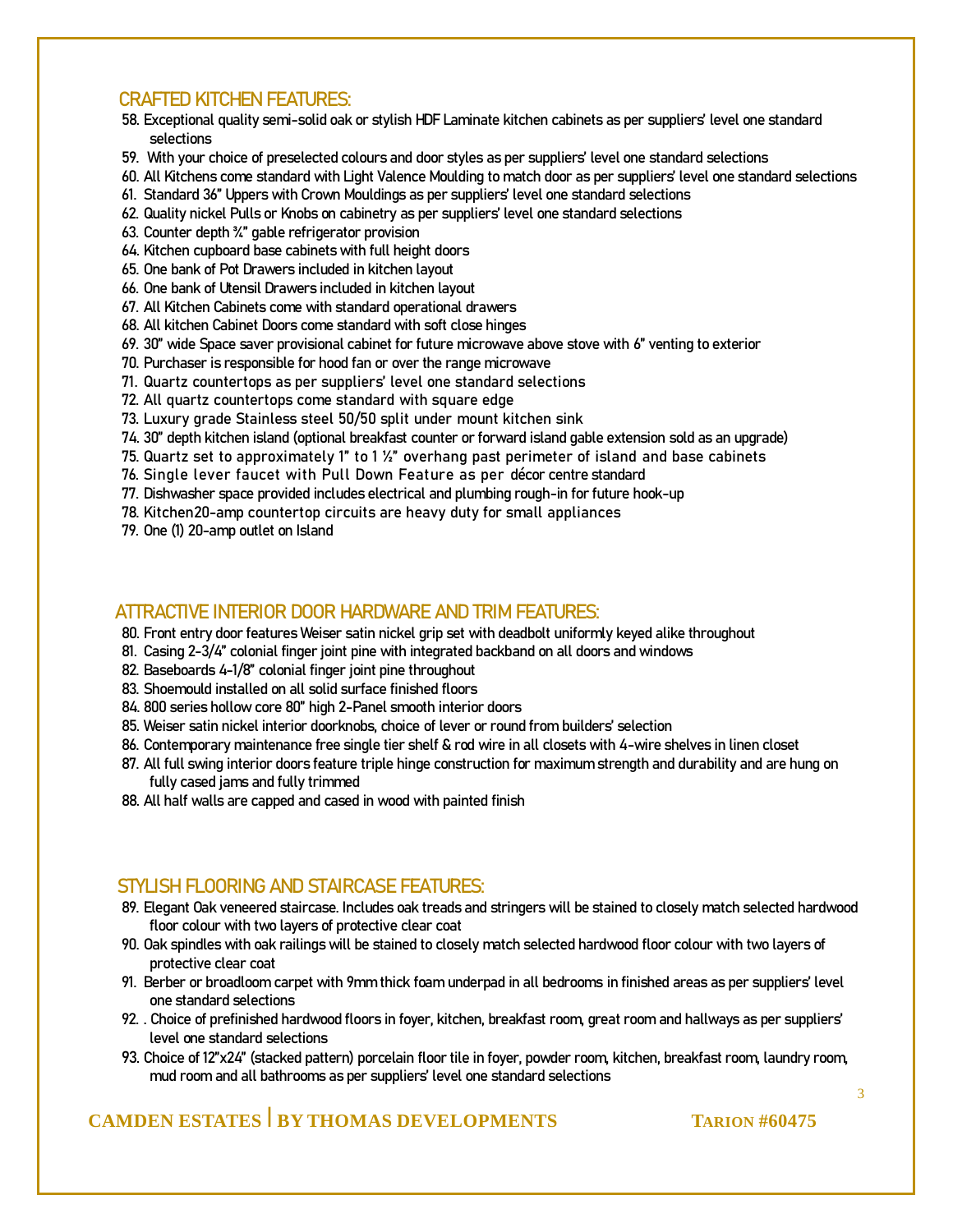## CRAFTED KITCHEN FEATURES:

58. Exceptional quality semi-solid oak or stylish HDF Laminate kitchen cabinets as per suppliers' level one standard selections
59. With your choice of preselected colours and door styles as per suppliers' level one standard selections
60. All Kitchens come standard with Light Valence Moulding to match door as per suppliers' level one standard selections
61. Standard 36" Uppers with Crown Mouldings as per suppliers' level one standard selections
62. Quality nickel Pulls or Knobs on cabinetry as per suppliers' level one standard selections
63. Counter depth ¾" gable refrigerator provision
64. Kitchen cupboard base cabinets with full height doors
65. One bank of Pot Drawers included in kitchen layout
66. One bank of Utensil Drawers included in kitchen layout
67. All Kitchen Cabinets come with standard operational drawers
68. All kitchen Cabinet Doors come standard with soft close hinges
69. 30" wide Space saver provisional cabinet for future microwave above stove with 6" venting to exterior
70. Purchaser is responsible for hood fan or over the range microwave
71. Quartz countertops as per suppliers' level one standard selections
72. All quartz countertops come standard with square edge
73. Luxury grade Stainless steel 50/50 split under mount kitchen sink
74. 30" depth kitchen island (optional breakfast counter or forward island gable extension sold as an upgrade)
75. Quartz set to approximately 1" to 1 ½" overhang past perimeter of island and base cabinets
76. Single lever faucet with Pull Down Feature as per décor centre standard
77. Dishwasher space provided includes electrical and plumbing rough-in for future hook-up
78. Kitchen20-amp countertop circuits are heavy duty for small appliances
79. One (1) 20-amp outlet on Island

## ATTRACTIVE INTERIOR DOOR HARDWARE AND TRIM FEATURES:

80. Front entry door features Weiser satin nickel grip set with deadbolt uniformly keyed alike throughout
81. Casing 2-3/4" colonial finger joint pine with integrated backband on all doors and windows
82. Baseboards 4-1/8" colonial finger joint pine throughout
83. Shoemould installed on all solid surface finished floors
84. 800 series hollow core 80" high 2-Panel smooth interior doors
85. Weiser satin nickel interior doorknobs, choice of lever or round from builders' selection
86. Contemporary maintenance free single tier shelf & rod wire in all closets with 4-wire shelves in linen closet
87. All full swing interior doors feature triple hinge construction for maximum strength and durability and are hung on fully cased jams and fully trimmed
88. All half walls are capped and cased in wood with painted finish

## STYLISH FLOORING AND STAIRCASE FEATURES:

89. Elegant Oak veneered staircase. Includes oak treads and stringers will be stained to closely match selected hardwood floor colour with two layers of protective clear coat
90. Oak spindles with oak railings will be stained to closely match selected hardwood floor colour with two layers of protective clear coat
91. Berber or broadloom carpet with 9mm thick foam underpad in all bedrooms in finished areas as per suppliers' level one standard selections
92. . Choice of prefinished hardwood floors in foyer, kitchen, breakfast room, great room and hallways as per suppliers' level one standard selections
93. Choice of 12"x24" (stacked pattern) porcelain floor tile in foyer, powder room, kitchen, breakfast room, laundry room, mud room and all bathrooms as per suppliers' level one standard selections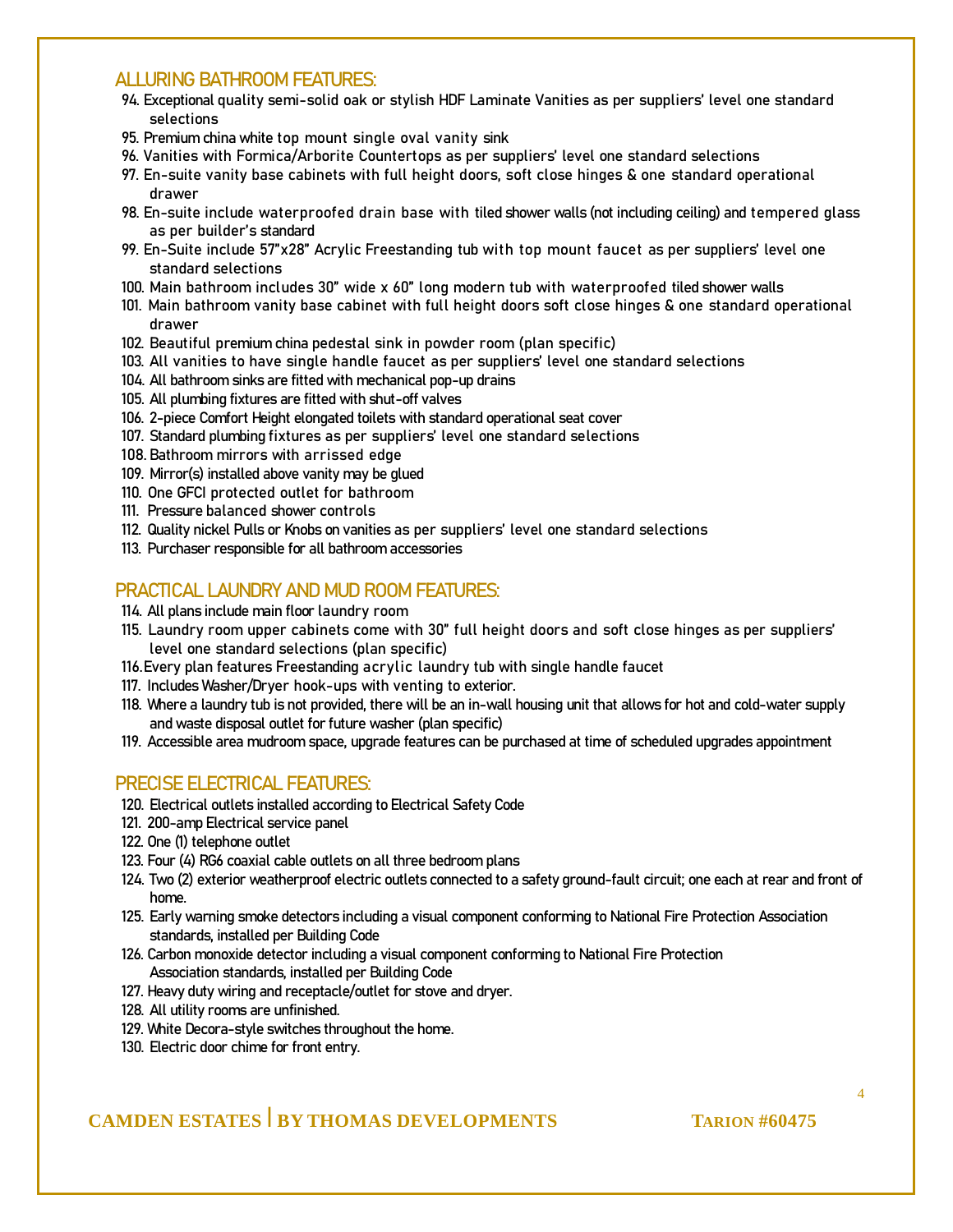## ALLURING BATHROOM FEATURES:

94. Exceptional quality semi-solid oak or stylish HDF Laminate Vanities as per suppliers' level one standard selections
95. Premium china white top mount single oval vanity sink
96. Vanities with Formica/Arborite Countertops as per suppliers' level one standard selections
97. En-suite vanity base cabinets with full height doors, soft close hinges & one standard operational drawer
98. En-suite include waterproofed drain base with tiled shower walls (not including ceiling) and tempered glass as per builder's standard
99. En-Suite include 57"x28" Acrylic Freestanding tub with top mount faucet as per suppliers' level one standard selections
100. Main bathroom includes 30" wide x 60" long modern tub with waterproofed tiled shower walls
101. Main bathroom vanity base cabinet with full height doors soft close hinges & one standard operational drawer
102. Beautiful premium china pedestal sink in powder room (plan specific)
103. All vanities to have single handle faucet as per suppliers' level one standard selections
104. All bathroom sinks are fitted with mechanical pop-up drains
105. All plumbing fixtures are fitted with shut-off valves
106. 2-piece Comfort Height elongated toilets with standard operational seat cover
107. Standard plumbing fixtures as per suppliers' level one standard selections
108. Bathroom mirrors with arrissed edge
109. Mirror(s) installed above vanity may be glued
110. One GFCI protected outlet for bathroom
111. Pressure balanced shower controls
112. Quality nickel Pulls or Knobs on vanities as per suppliers' level one standard selections
113. Purchaser responsible for all bathroom accessories

## PRACTICAL LAUNDRY AND MUD ROOM FEATURES:

114. All plans include main floor laundry room
115. Laundry room upper cabinets come with 30" full height doors and soft close hinges as per suppliers' level one standard selections (plan specific)
116. Every plan features Freestanding acrylic laundry tub with single handle faucet
117. Includes Washer/Dryer hook-ups with venting to exterior.
118. Where a laundry tub is not provided, there will be an in-wall housing unit that allows for hot and cold-water supply and waste disposal outlet for future washer (plan specific)
119. Accessible area mudroom space, upgrade features can be purchased at time of scheduled upgrades appointment

## PRECISE ELECTRICAL FEATURES:

120. Electrical outlets installed according to Electrical Safety Code
121. 200-amp Electrical service panel
122. One (1) telephone outlet
123. Four (4) RG6 coaxial cable outlets on all three bedroom plans
124. Two (2) exterior weatherproof electric outlets connected to a safety ground-fault circuit; one each at rear and front of home.
125. Early warning smoke detectors including a visual component conforming to National Fire Protection Association standards, installed per Building Code
126. Carbon monoxide detector including a visual component conforming to National Fire Protection Association standards, installed per Building Code
127. Heavy duty wiring and receptacle/outlet for stove and dryer.
128. All utility rooms are unfinished.
129. White Decora-style switches throughout the home.
130. Electric door chime for front entry.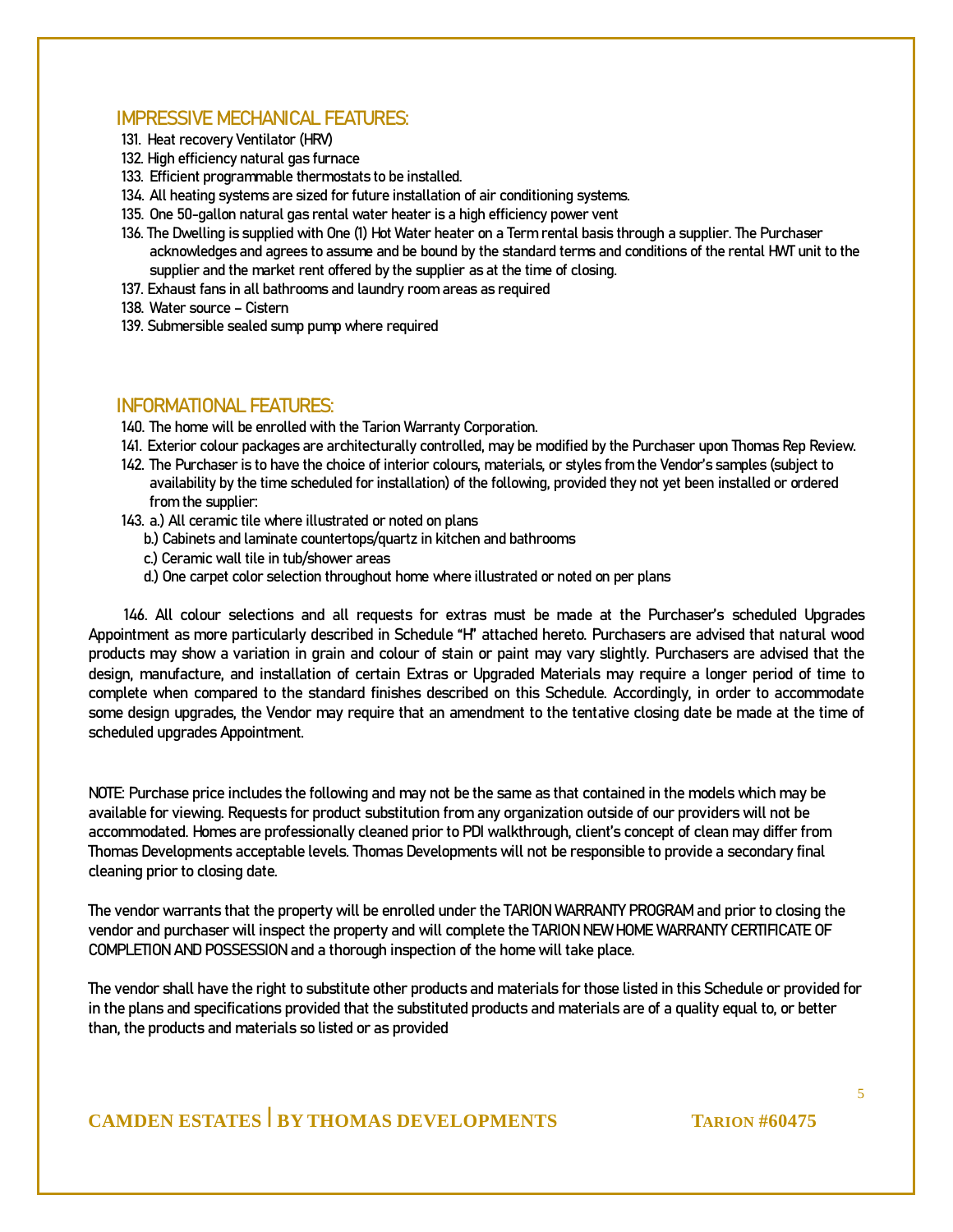## IMPRESSIVE MECHANICAL FEATURES:

131. Heat recovery Ventilator (HRV)
132. High efficiency natural gas furnace
133. Efficient programmable thermostats to be installed.
134. All heating systems are sized for future installation of air conditioning systems.
135. One 50-gallon natural gas rental water heater is a high efficiency power vent
136. The Dwelling is supplied with One (1) Hot Water heater on a Term rental basis through a supplier. The Purchaser acknowledges and agrees to assume and be bound by the standard terms and conditions of the rental HWT unit to the supplier and the market rent offered by the supplier as at the time of closing.
137. Exhaust fans in all bathrooms and laundry room areas as required
138. Water source – Cistern
139. Submersible sealed sump pump where required

## INFORMATIONAL FEATURES:

140. The home will be enrolled with the Tarion Warranty Corporation.
141. Exterior colour packages are architecturally controlled, may be modified by the Purchaser upon Thomas Rep Review.
142. The Purchaser is to have the choice of interior colours, materials, or styles from the Vendor's samples (subject to availability by the time scheduled for installation) of the following, provided they not yet been installed or ordered from the supplier:
143. a.) All ceramic tile where illustrated or noted on plans
    b.) Cabinets and laminate countertops/quartz in kitchen and bathrooms
    c.) Ceramic wall tile in tub/shower areas
    d.) One carpet color selection throughout home where illustrated or noted on per plans

146. All colour selections and all requests for extras must be made at the Purchaser's scheduled Upgrades Appointment as more particularly described in Schedule "H" attached hereto. Purchasers are advised that natural wood products may show a variation in grain and colour of stain or paint may vary slightly. Purchasers are advised that the design, manufacture, and installation of certain Extras or Upgraded Materials may require a longer period of time to complete when compared to the standard finishes described on this Schedule. Accordingly, in order to accommodate some design upgrades, the Vendor may require that an amendment to the tentative closing date be made at the time of scheduled upgrades Appointment.

NOTE: Purchase price includes the following and may not be the same as that contained in the models which may be available for viewing. Requests for product substitution from any organization outside of our providers will not be accommodated. Homes are professionally cleaned prior to PDI walkthrough, client's concept of clean may differ from Thomas Developments acceptable levels. Thomas Developments will not be responsible to provide a secondary final cleaning prior to closing date.

The vendor warrants that the property will be enrolled under the TARION WARRANTY PROGRAM and prior to closing the vendor and purchaser will inspect the property and will complete the TARION NEW HOME WARRANTY CERTIFICATE OF COMPLETION AND POSSESSION and a thorough inspection of the home will take place.

The vendor shall have the right to substitute other products and materials for those listed in this Schedule or provided for in the plans and specifications provided that the substituted products and materials are of a quality equal to, or better than, the products and materials so listed or as provided